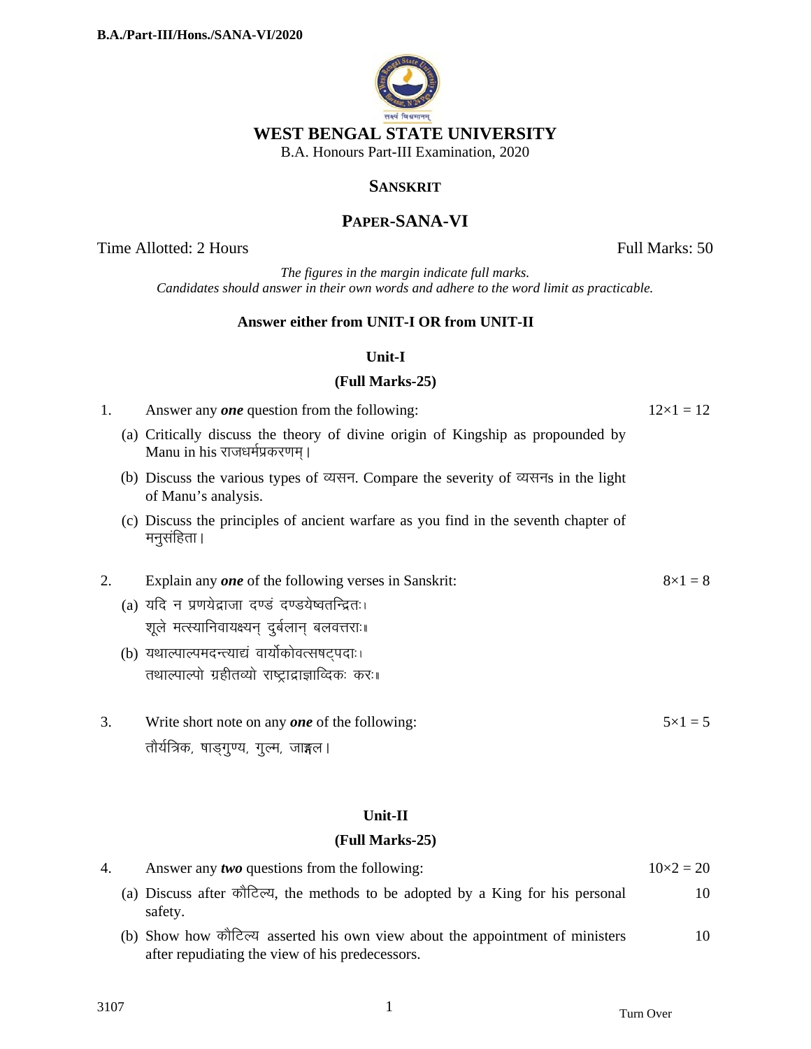# WEST BENGAL STATE UNIVERSITY

B.A. Honours Part-III Examination, 2020

## SANSKRIT

## PAPER-SANA-VI

Time Allotted: 2 Hours　　　　　　Full Marks: 50

*The figures in the margin indicate full marks.*
*Candidates should answer in their own words and adhere to the word limit as practicable.*

**Answer either from UNIT-I OR from UNIT-II**

### Unit-I

**(Full Marks-25)**

1. Answer any ***one*** question from the following: 　　$12\times1 = 12$

   (a) Critically discuss the theory of divine origin of Kingship as propounded by Manu in his राजधर्मप्रकरणम्।

   (b) Discuss the various types of व्यसन. Compare the severity of व्यसनs in the light of Manu's analysis.

   (c) Discuss the principles of ancient warfare as you find in the seventh chapter of मनुसंहिता।

2. Explain any ***one*** of the following verses in Sanskrit: 　　$8\times1 = 8$

   (a) यदि न प्रणयेद्राजा दण्डं दण्डयेष्वतन्द्रितः।
   शूले मत्स्यानिवायक्ष्यन् दुर्बलान् बलवत्तराः॥

   (b) यथाल्पाल्पमदन्त्याद्यं वार्योकोवत्सषट्पदाः।
   तथाल्पाल्पो ग्रहीतव्यो राष्ट्राद्राज्ञाब्दिकः करः॥

3. Write short note on any ***one*** of the following: 　　$5\times1 = 5$

   तौर्यत्रिक, षाड्गुण्य, गुल्म, जाङ्गल।

### Unit-II

**(Full Marks-25)**

4. Answer any ***two*** questions from the following: 　　$10\times2 = 20$

   (a) Discuss after कौटिल्य, the methods to be adopted by a King for his personal safety. 　　10

   (b) Show how कौटिल्य asserted his own view about the appointment of ministers after repudiating the view of his predecessors. 　　10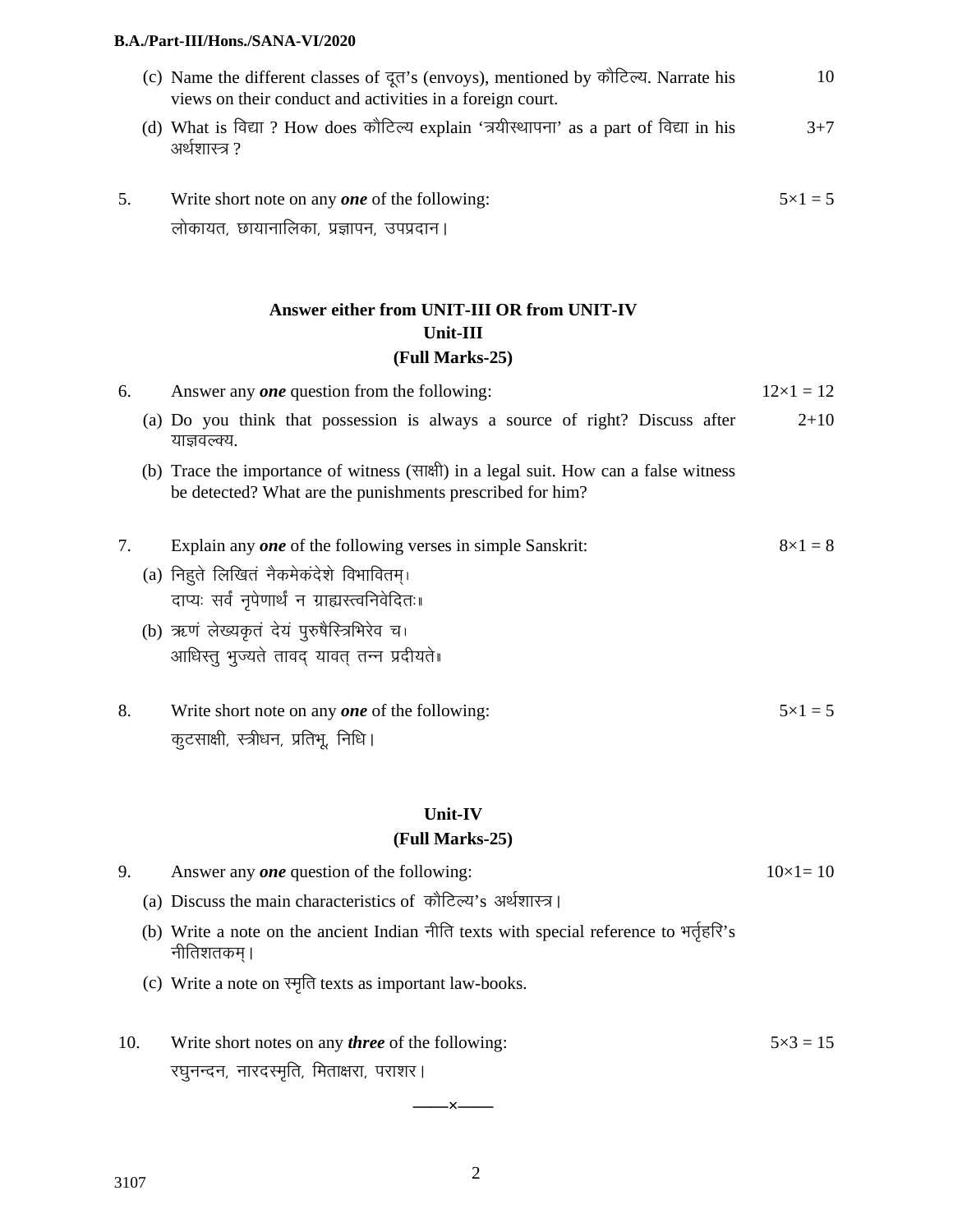(c) Name the different classes of दूत's (envoys), mentioned by कौटिल्य. Narrate his views on their conduct and activities in a foreign court. — 10

(d) What is विद्या ? How does कौटिल्य explain 'त्रयीस्थापना' as a part of विद्या in his अर्थशास्त्र ? — 3+7

5. Write short note on any ***one*** of the following: — 5×1 = 5

लोकायत, छायानालिका, प्रज्ञापन, उपप्रदान।

**Answer either from UNIT-III OR from UNIT-IV**

## Unit-III

**(Full Marks-25)**

6. Answer any ***one*** question from the following: — 12×1 = 12

(a) Do you think that possession is always a source of right? Discuss after याज्ञवल्क्य. — 2+10

(b) Trace the importance of witness (साक्षी) in a legal suit. How can a false witness be detected? What are the punishments prescribed for him?

7. Explain any ***one*** of the following verses in simple Sanskrit: — 8×1 = 8

(a) निह्नुते लिखितं नैकमेकंदेशे विभावितम्।
दाप्यः सर्वं नृपेणार्थं न ग्राह्यस्त्वनिवेदितः॥

(b) ऋणं लेख्यकृतं देयं पुरुषैस्त्रिभिरेव च।
आधिस्तु भुज्यते तावद् यावत् तन्न प्रदीयते॥

8. Write short note on any ***one*** of the following: — 5×1 = 5

कुटसाक्षी, स्त्रीधन, प्रतिभू, निधि।

## Unit-IV

**(Full Marks-25)**

9. Answer any ***one*** question of the following: — 10×1= 10

(a) Discuss the main characteristics of कौटिल्य's अर्थशास्त्र।

(b) Write a note on the ancient Indian नीति texts with special reference to भर्तृहरि's नीतिशतकम्।

(c) Write a note on स्मृति texts as important law-books.

10. Write short notes on any ***three*** of the following: — 5×3 = 15

रघुनन्दन, नारदस्मृति, मिताक्षरा, पराशर।

——×——